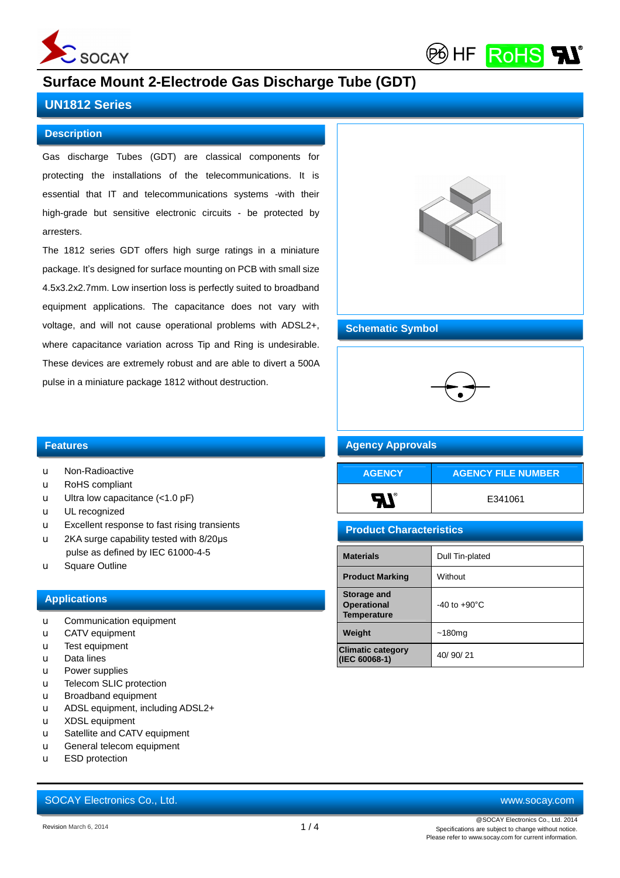# Surface Mount 2-Electrode Gas Discharge Tube (GDT)

## UN1812 Series

### Description

Gas discharge Tubes (GDT) are classical components for protecting the installations of the telecommunications. It is essential that IT and telecommunications systems -with their high-grade but sensitive electronic circuits - be protected by arresters.

The 1812 series GDT offers high surge ratings in a miniature package. It's designed for surface mounting on PCB with small size 4.5x3.2x2.7mm. Low insertion loss is perfectly suited to broadband equipment applications. The capacitance does not vary with voltage, and will not cause operational problems with ADSL2+, where capacitance variation across Tip and Ring is undesirable. These devices are extremely robust and are able to divert a 500A pulse in a miniature package 1812 without destruction.

### Schematic Symbol

### Features

- Non-Radioactive
- RoHS compliant
- Ultra low capacitance (<1.0 pF)
- UL recognized
- Excellent response to fast rising transients
- 2KA surge capability tested with 8/20μs pulse as defined by IEC 61000-4-5
- Square Outline

### Applications

- Communication equipment
- CATV equipment
- Test equipment
- Data lines
- Power supplies
- Telecom SLIC protection
- Broadband equipment
- ADSL equipment, including ADSL2+
- XDSL equipment
- Satellite and CATV equipment
- General telecom equipment
- ESD protection

### Agency Approvals

| AGENCY | AGENCY FILE NUMBER |
|---|---|
| UL | E341061 |

### Product Characteristics

| | |
|---|---|
| **Materials** | Dull Tin-plated |
| **Product Marking** | Without |
| **Storage and Operational Temperature** | -40 to +90°C |
| **Weight** | ~180mg |
| **Climatic category (IEC 60068-1)** | 40/ 90/ 21 |

SOCAY Electronics Co., Ltd. www.socay.com

Revision March 6, 2014

@SOCAY Electronics Co., Ltd. 2014
Specifications are subject to change without notice.
Please refer to www.socay.com for current information.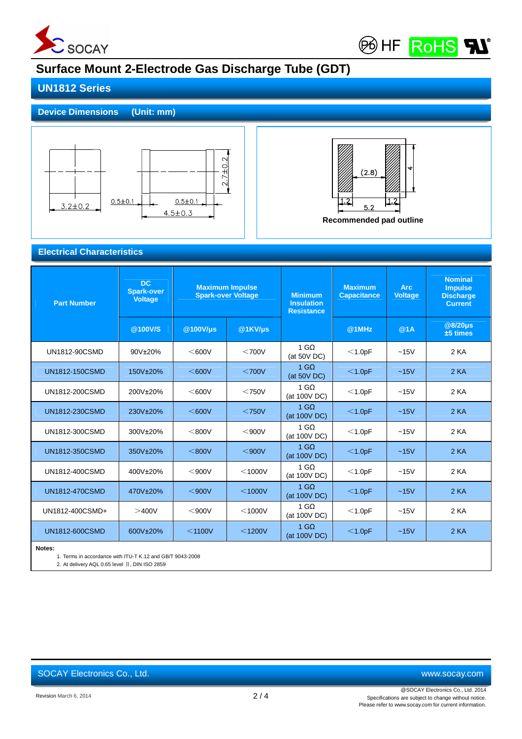# Surface Mount 2-Electrode Gas Discharge Tube (GDT)

## UN1812 Series

### Device Dimensions (Unit: mm)

3.2±0.2

0.5±0.1 0.5±0.1

4.5±0.3

2.7±0.2

(2.8)

4

1.2 5.2 1.2

**Recommended pad outline**

### Electrical Characteristics

| Part Number | DC Spark-over Voltage | Maximum Impulse Spark-over Voltage | | Minimum Insulation Resistance | Maximum Capacitance | Arc Voltage | Nominal Impulse Discharge Current |
|---|---|---|---|---|---|---|---|
| | @100V/S | @100V/μs | @1KV/μs | | @1MHz | @1A | @8/20μs ±5 times |
| UN1812-90CSMD | 90V±20% | <600V | <700V | 1 GΩ (at 50V DC) | <1.0pF | ~15V | 2 KA |
| UN1812-150CSMD | 150V±20% | <600V | <700V | 1 GΩ (at 50V DC) | <1.0pF | ~15V | 2 KA |
| UN1812-200CSMD | 200V±20% | <600V | <750V | 1 GΩ (at 100V DC) | <1.0pF | ~15V | 2 KA |
| UN1812-230CSMD | 230V±20% | <600V | <750V | 1 GΩ (at 100V DC) | <1.0pF | ~15V | 2 KA |
| UN1812-300CSMD | 300V±20% | <800V | <900V | 1 GΩ (at 100V DC) | <1.0pF | ~15V | 2 KA |
| UN1812-350CSMD | 350V±20% | <800V | <900V | 1 GΩ (at 100V DC) | <1.0pF | ~15V | 2 KA |
| UN1812-400CSMD | 400V±20% | <900V | <1000V | 1 GΩ (at 100V DC) | <1.0pF | ~15V | 2 KA |
| UN1812-470CSMD | 470V±20% | <900V | <1000V | 1 GΩ (at 100V DC) | <1.0pF | ~15V | 2 KA |
| UN1812-400CSMD+ | >400V | <900V | <1000V | 1 GΩ (at 100V DC) | <1.0pF | ~15V | 2 KA |
| UN1812-600CSMD | 600V±20% | <1100V | <1200V | 1 GΩ (at 100V DC) | <1.0pF | ~15V | 2 KA |

**Notes:**

1. Terms in accordance with ITU-T K.12 and GB/T 9043-2008
2. At delivery AQL 0.65 level Ⅱ, DIN ISO 2859

SOCAY Electronics Co., Ltd. www.socay.com

Revision March 6, 2014

@SOCAY Electronics Co., Ltd. 2014
Specifications are subject to change without notice.
Please refer to www.socay.com for current information.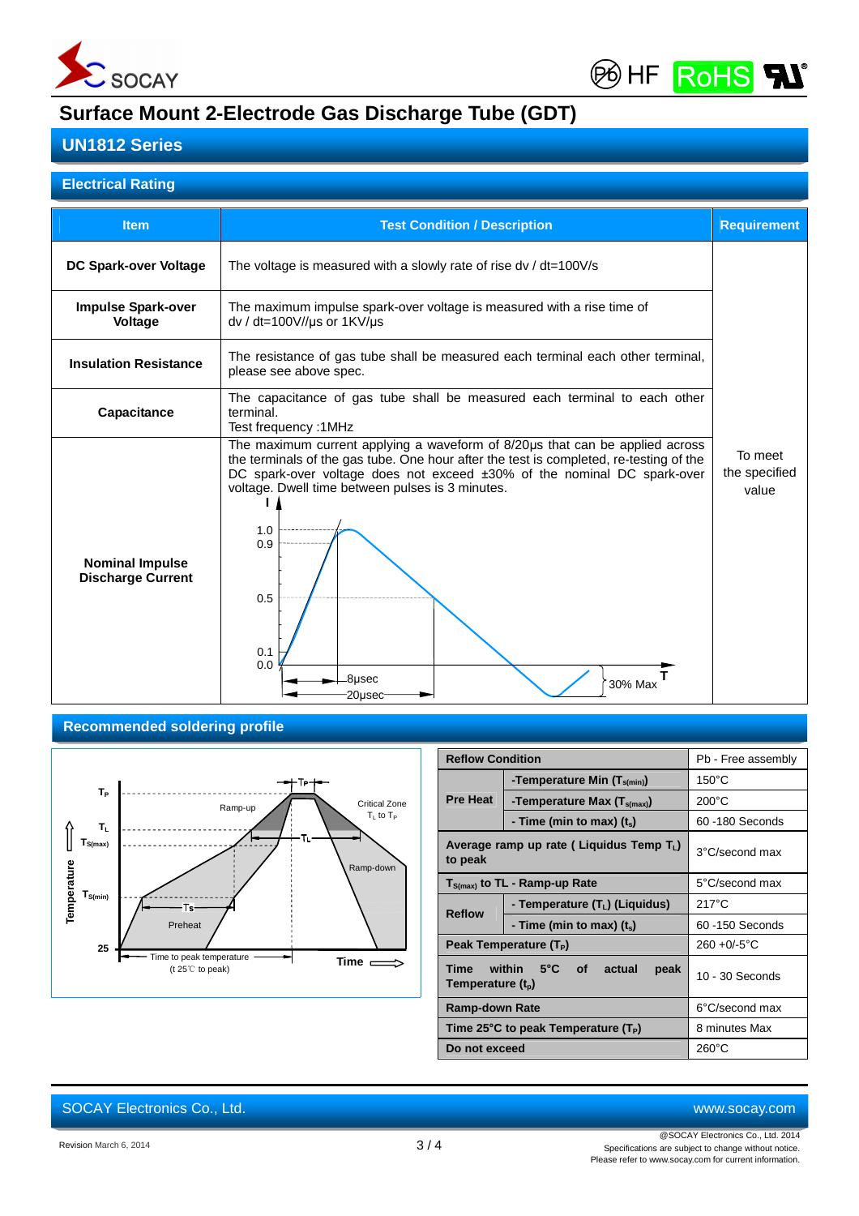# Surface Mount 2-Electrode Gas Discharge Tube (GDT)

## UN1812 Series

### Electrical Rating

| Item | Test Condition / Description | Requirement |
|---|---|---|
| **DC Spark-over Voltage** | The voltage is measured with a slowly rate of rise dv / dt=100V/s | To meet the specified value |
| **Impulse Spark-over Voltage** | The maximum impulse spark-over voltage is measured with a rise time of dv / dt=100V//μs or 1KV/μs | |
| **Insulation Resistance** | The resistance of gas tube shall be measured each terminal each other terminal, please see above spec. | |
| **Capacitance** | The capacitance of gas tube shall be measured each terminal to each other terminal. Test frequency :1MHz | |
| **Nominal Impulse Discharge Current** | The maximum current applying a waveform of 8/20μs that can be applied across the terminals of the gas tube. One hour after the test is completed, re-testing of the DC spark-over voltage does not exceed ±30% of the nominal DC spark-over voltage. Dwell time between pulses is 3 minutes. | |

### Recommended soldering profile

| Reflow Condition | | Pb - Free assembly |
|---|---|---|
| **Pre Heat** | **-Temperature Min ($T_{s(min)}$)** | 150°C |
| | **-Temperature Max ($T_{s(max)}$)** | 200°C |
| | **- Time (min to max) ($t_s$)** | 60 -180 Seconds |
| **Average ramp up rate ( Liquidus Temp $T_L$) to peak** | | 3°C/second max |
| **$T_{S(max)}$ to TL - Ramp-up Rate** | | 5°C/second max |
| **Reflow** | **- Temperature ($T_L$) (Liquidus)** | 217°C |
| | **- Time (min to max) ($t_s$)** | 60 -150 Seconds |
| **Peak Temperature ($T_P$)** | | 260 +0/-5°C |
| **Time within 5°C of actual peak Temperature ($t_p$)** | | 10 - 30 Seconds |
| **Ramp-down Rate** | | 6°C/second max |
| **Time 25°C to peak Temperature ($T_P$)** | | 8 minutes Max |
| **Do not exceed** | | 260°C |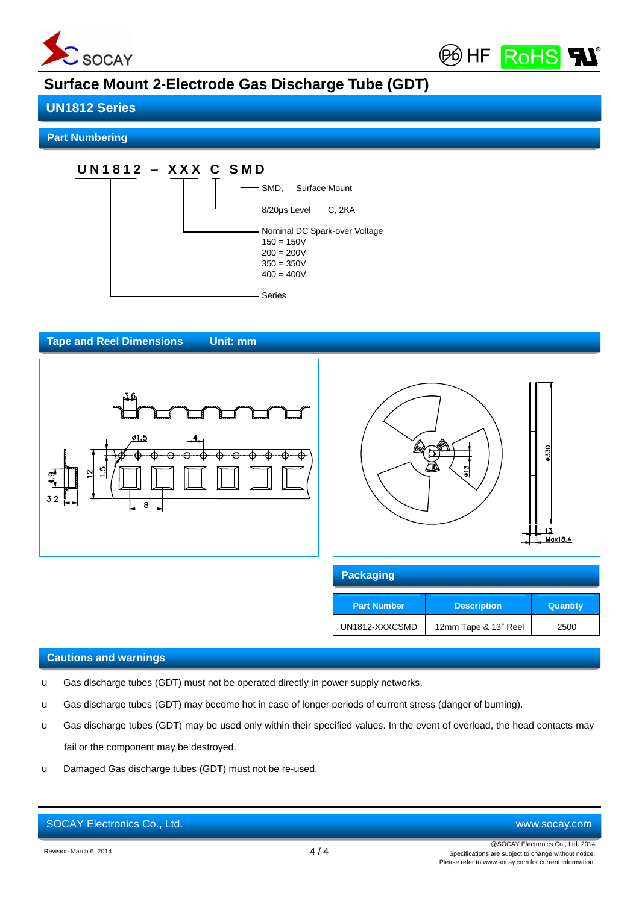# Surface Mount 2-Electrode Gas Discharge Tube (GDT)

## UN1812 Series

### Part Numbering

**UN1812 – XXX C SMD**

- SMD, Surface Mount
- 8/20μs Level C, 2KA
- Nominal DC Spark-over Voltage
  - 150 = 150V
  - 200 = 200V
  - 350 = 350V
  - 400 = 400V
- Series

### Tape and Reel Dimensions Unit: mm

3.6
ø1.5
4
4.9
3.2
12
1.5
8

ø330
ø13
13
Max18.4

### Packaging

| Part Number | Description | Quantity |
|---|---|---|
| UN1812-XXXCSMD | 12mm Tape & 13″ Reel | 2500 |

### Cautions and warnings

- Gas discharge tubes (GDT) must not be operated directly in power supply networks.
- Gas discharge tubes (GDT) may become hot in case of longer periods of current stress (danger of burning).
- Gas discharge tubes (GDT) may be used only within their specified values. In the event of overload, the head contacts may fail or the component may be destroyed.
- Damaged Gas discharge tubes (GDT) must not be re-used.